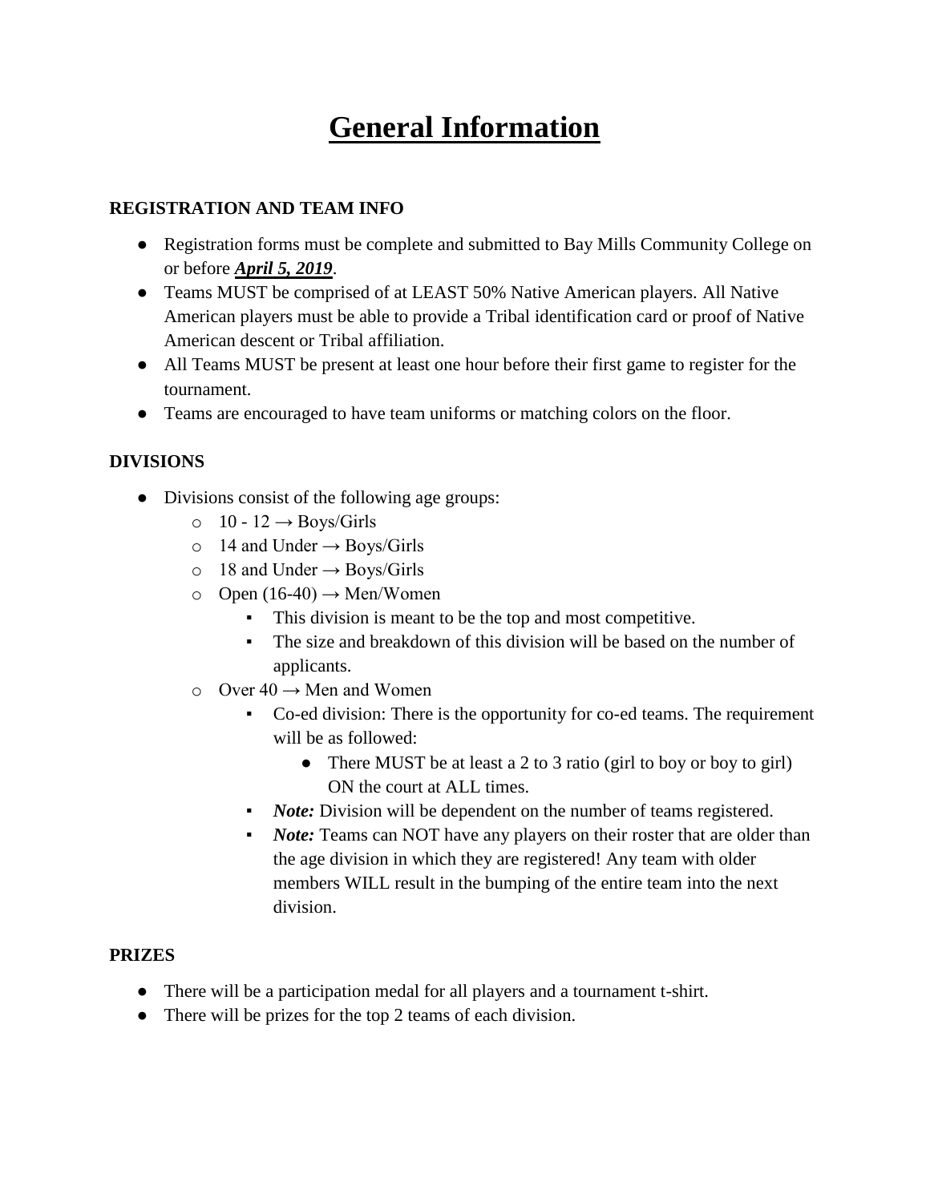# <u>General Information</u>

**REGISTRATION AND TEAM INFO**

- Registration forms must be complete and submitted to Bay Mills Community College on or before ***<u>April 5, 2019</u>***.
- Teams MUST be comprised of at LEAST 50% Native American players. All Native American players must be able to provide a Tribal identification card or proof of Native American descent or Tribal affiliation.
- All Teams MUST be present at least one hour before their first game to register for the tournament.
- Teams are encouraged to have team uniforms or matching colors on the floor.

**DIVISIONS**

- Divisions consist of the following age groups:
  - 10 - 12 → Boys/Girls
  - 14 and Under → Boys/Girls
  - 18 and Under → Boys/Girls
  - Open (16-40) → Men/Women
    - This division is meant to be the top and most competitive.
    - The size and breakdown of this division will be based on the number of applicants.
  - Over 40 → Men and Women
    - Co-ed division: There is the opportunity for co-ed teams. The requirement will be as followed:
      - There MUST be at least a 2 to 3 ratio (girl to boy or boy to girl) ON the court at ALL times.
    - ***Note:*** Division will be dependent on the number of teams registered.
    - ***Note:*** Teams can NOT have any players on their roster that are older than the age division in which they are registered! Any team with older members WILL result in the bumping of the entire team into the next division.

**PRIZES**

- There will be a participation medal for all players and a tournament t-shirt.
- There will be prizes for the top 2 teams of each division.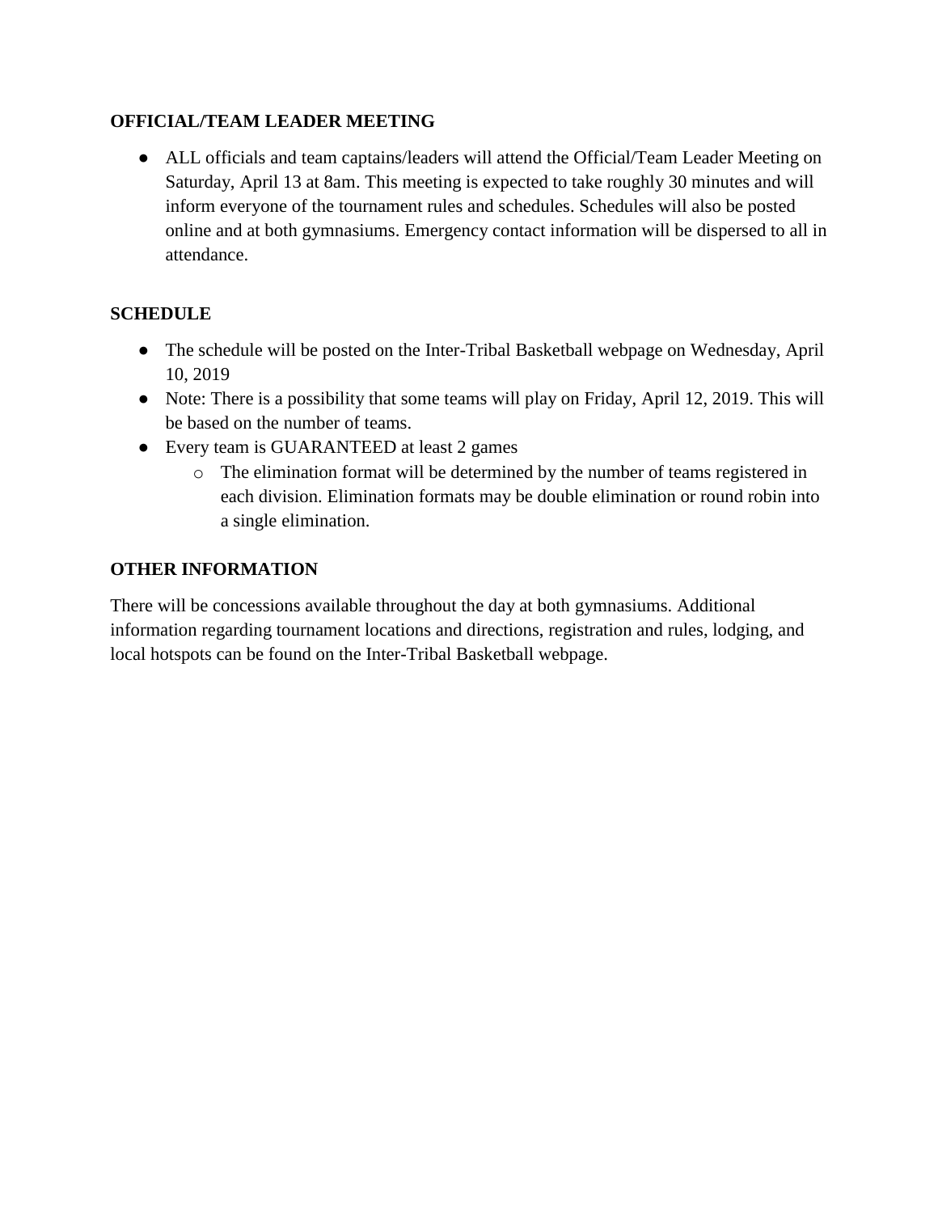**OFFICIAL/TEAM LEADER MEETING**

- ALL officials and team captains/leaders will attend the Official/Team Leader Meeting on Saturday, April 13 at 8am. This meeting is expected to take roughly 30 minutes and will inform everyone of the tournament rules and schedules. Schedules will also be posted online and at both gymnasiums. Emergency contact information will be dispersed to all in attendance.

**SCHEDULE**

- The schedule will be posted on the Inter-Tribal Basketball webpage on Wednesday, April 10, 2019
- Note: There is a possibility that some teams will play on Friday, April 12, 2019. This will be based on the number of teams.
- Every team is GUARANTEED at least 2 games
  - The elimination format will be determined by the number of teams registered in each division. Elimination formats may be double elimination or round robin into a single elimination.

**OTHER INFORMATION**

There will be concessions available throughout the day at both gymnasiums. Additional information regarding tournament locations and directions, registration and rules, lodging, and local hotspots can be found on the Inter-Tribal Basketball webpage.